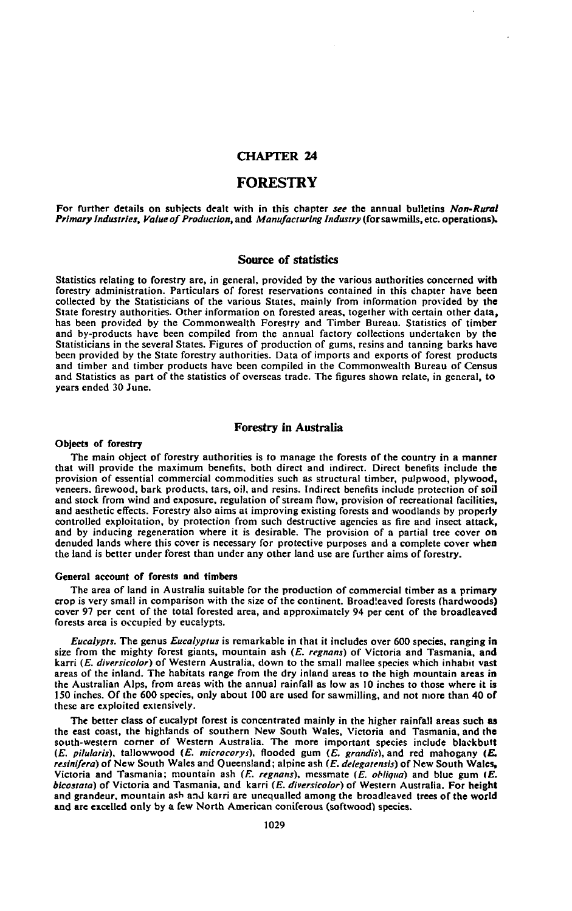# CHAPTER 24

# FORESTRY

**For further details on subjects dealt with in this chapter *see* the annual bulletins *Non-Rural Primary Industries, Value of Production*, and *Manufacturing Industry* (for sawmills, etc. operations).**

## Source of statistics

Statistics relating to forestry are, in general, provided by the various authorities concerned with forestry administration. Particulars of forest reservations contained in this chapter have been collected by the Statisticians of the various States, mainly from information provided by the State forestry authorities. Other information on forested areas, together with certain other data, has been provided by the Commonwealth Forestry and Timber Bureau. Statistics of timber and by-products have been compiled from the annual factory collections undertaken by the Statisticians in the several States. Figures of production of gums, resins and tanning barks have been provided by the State forestry authorities. Data of imports and exports of forest products and timber and timber products have been compiled in the Commonwealth Bureau of Census and Statistics as part of the statistics of overseas trade. The figures shown relate, in general, to years ended 30 June.

## Forestry in Australia

### Objects of forestry

The main object of forestry authorities is to manage the forests of the country in a manner that will provide the maximum benefits, both direct and indirect. Direct benefits include the provision of essential commercial commodities such as structural timber, pulpwood, plywood, veneers, firewood, bark products, tars, oil, and resins. Indirect benefits include protection of soil and stock from wind and exposure, regulation of stream flow, provision of recreational facilities, and aesthetic effects. Forestry also aims at improving existing forests and woodlands by properly controlled exploitation, by protection from such destructive agencies as fire and insect attack, and by inducing regeneration where it is desirable. The provision of a partial tree cover on denuded lands where this cover is necessary for protective purposes and a complete cover when the land is better under forest than under any other land use are further aims of forestry.

### General account of forests and timbers

The area of land in Australia suitable for the production of commercial timber as a primary crop is very small in comparison with the size of the continent. Broadleaved forests (hardwoods) cover 97 per cent of the total forested area, and approximately 94 per cent of the broadleaved forests area is occupied by eucalypts.

*Eucalypts.* The genus *Eucalyptus* is remarkable in that it includes over 600 species, ranging in size from the mighty forest giants, mountain ash (*E. regnans*) of Victoria and Tasmania, and karri (*E. diversicolor*) of Western Australia, down to the small mallee species which inhabit vast areas of the inland. The habitats range from the dry inland areas to the high mountain areas in the Australian Alps, from areas with the annual rainfall as low as 10 inches to those where it is 150 inches. Of the 600 species, only about 100 are used for sawmilling, and not more than 40 of these are exploited extensively.

The better class of eucalypt forest is concentrated mainly in the higher rainfall areas such as the east coast, the highlands of southern New South Wales, Victoria and Tasmania, and the south-western corner of Western Australia. The more important species include blackbutt (*E. pilularis*), tallowwood (*E. microcorys*), flooded gum (*E. grandis*), and red mahogany (*E. resinifera*) of New South Wales and Queensland; alpine ash (*E. delegatensis*) of New South Wales, Victoria and Tasmania; mountain ash (*E. regnans*), messmate (*E. obliqua*) and blue gum (*E. bicostata*) of Victoria and Tasmania, and karri (*E. diversicolor*) of Western Australia. For height and grandeur, mountain ash and karri are unequalled among the broadleaved trees of the world and are excelled only by a few North American coniferous (softwood) species.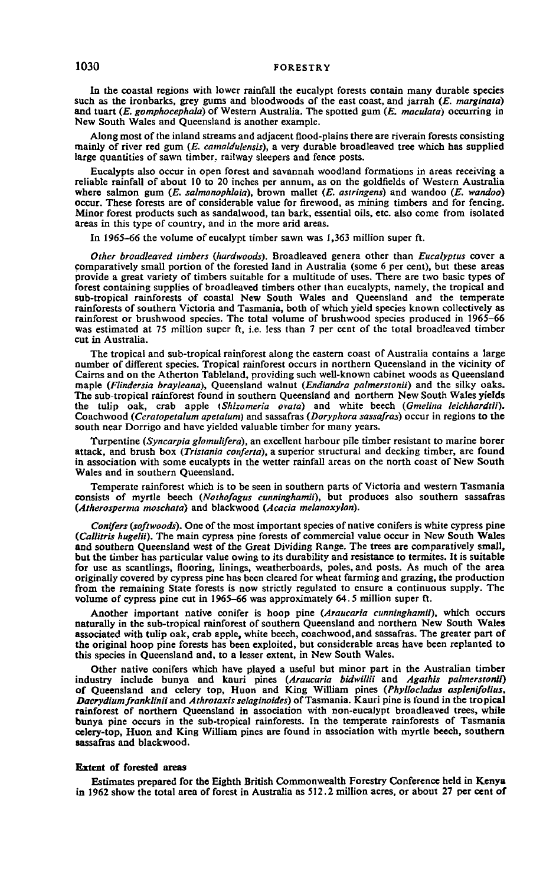In the coastal regions with lower rainfall the eucalypt forests contain many durable species such as the ironbarks, grey gums and bloodwoods of the east coast, and jarrah (*E. marginata*) and tuart (*E. gomphocephala*) of Western Australia. The spotted gum (*E. maculata*) occurring in New South Wales and Queensland is another example.

Along most of the inland streams and adjacent flood-plains there are riverain forests consisting mainly of river red gum (*E. camaldulensis*), a very durable broadleaved tree which has supplied large quantities of sawn timber, railway sleepers and fence posts.

Eucalypts also occur in open forest and savannah woodland formations in areas receiving a reliable rainfall of about 10 to 20 inches per annum, as on the goldfields of Western Australia where salmon gum (*E. salmonophloia*), brown mallet (*E. astringens*) and wandoo (*E. wandoo*) occur. These forests are of considerable value for firewood, as mining timbers and for fencing. Minor forest products such as sandalwood, tan bark, essential oils, etc. also come from isolated areas in this type of country, and in the more arid areas.

In 1965–66 the volume of eucalypt timber sawn was 1,363 million super ft.

*Other broadleaved timbers (hardwoods).* Broadleaved genera other than *Eucalyptus* cover a comparatively small portion of the forested land in Australia (some 6 per cent), but these areas provide a great variety of timbers suitable for a multitude of uses. There are two basic types of forest containing supplies of broadleaved timbers other than eucalypts, namely, the tropical and sub-tropical rainforests of coastal New South Wales and Queensland and the temperate rainforests of southern Victoria and Tasmania, both of which yield species known collectively as rainforest or brushwood species. The total volume of brushwood species produced in 1965–66 was estimated at 75 million super ft, i.e. less than 7 per cent of the total broadleaved timber cut in Australia.

The tropical and sub-tropical rainforest along the eastern coast of Australia contains a large number of different species. Tropical rainforest occurs in northern Queensland in the vicinity of Cairns and on the Atherton Tableland, providing such well-known cabinet woods as Queensland maple (*Flindersia brayleana*), Queensland walnut (*Endiandra palmerstonii*) and the silky oaks. The sub-tropical rainforest found in southern Queensland and northern New South Wales yields the tulip oak, crab apple (*Shizomeria ovata*) and white beech (*Gmelina leichhardtii*). Coachwood (*Ceratopetalum apetalum*) and sassafras (*Doryphora sassafras*) occur in regions to the south near Dorrigo and have yielded valuable timber for many years.

Turpentine (*Syncarpia glomulifera*), an excellent harbour pile timber resistant to marine borer attack, and brush box (*Tristania conferta*), a superior structural and decking timber, are found in association with some eucalypts in the wetter rainfall areas on the north coast of New South Wales and in southern Queensland.

Temperate rainforest which is to be seen in southern parts of Victoria and western Tasmania consists of myrtle beech (*Nothofagus cunninghamii*), but produces also southern sassafras (*Atherosperma moschata*) and blackwood (*Acacia melanoxylon*).

*Conifers (softwoods).* One of the most important species of native conifers is white cypress pine (*Callitris hugelii*). The main cypress pine forests of commercial value occur in New South Wales and southern Queensland west of the Great Dividing Range. The trees are comparatively small, but the timber has particular value owing to its durability and resistance to termites. It is suitable for use as scantlings, flooring, linings, weatherboards, poles, and posts. As much of the area originally covered by cypress pine has been cleared for wheat farming and grazing, the production from the remaining State forests is now strictly regulated to ensure a continuous supply. The volume of cypress pine cut in 1965–66 was approximately 64.5 million super ft.

Another important native conifer is hoop pine (*Araucaria cunninghamii*), which occurs naturally in the sub-tropical rainforest of southern Queensland and northern New South Wales associated with tulip oak, crab apple, white beech, coachwood, and sassafras. The greater part of the original hoop pine forests has been exploited, but considerable areas have been replanted to this species in Queensland and, to a lesser extent, in New South Wales.

Other native conifers which have played a useful but minor part in the Australian timber industry include bunya and kauri pines (*Araucaria bidwillii* and *Agathis palmerstonii*) of Queensland and celery top, Huon and King William pines (*Phyllocladus asplenifolius*, *Dacrydium franklinii* and *Athrotaxis selaginoides*) of Tasmania. Kauri pine is found in the tropical rainforest of northern Queensland in association with non-eucalypt broadleaved trees, while bunya pine occurs in the sub-tropical rainforests. In the temperate rainforests of Tasmania celery-top, Huon and King William pines are found in association with myrtle beech, southern sassafras and blackwood.

### Extent of forested areas

Estimates prepared for the Eighth British Commonwealth Forestry Conference held in Kenya in 1962 show the total area of forest in Australia as 512.2 million acres, or about 27 per cent of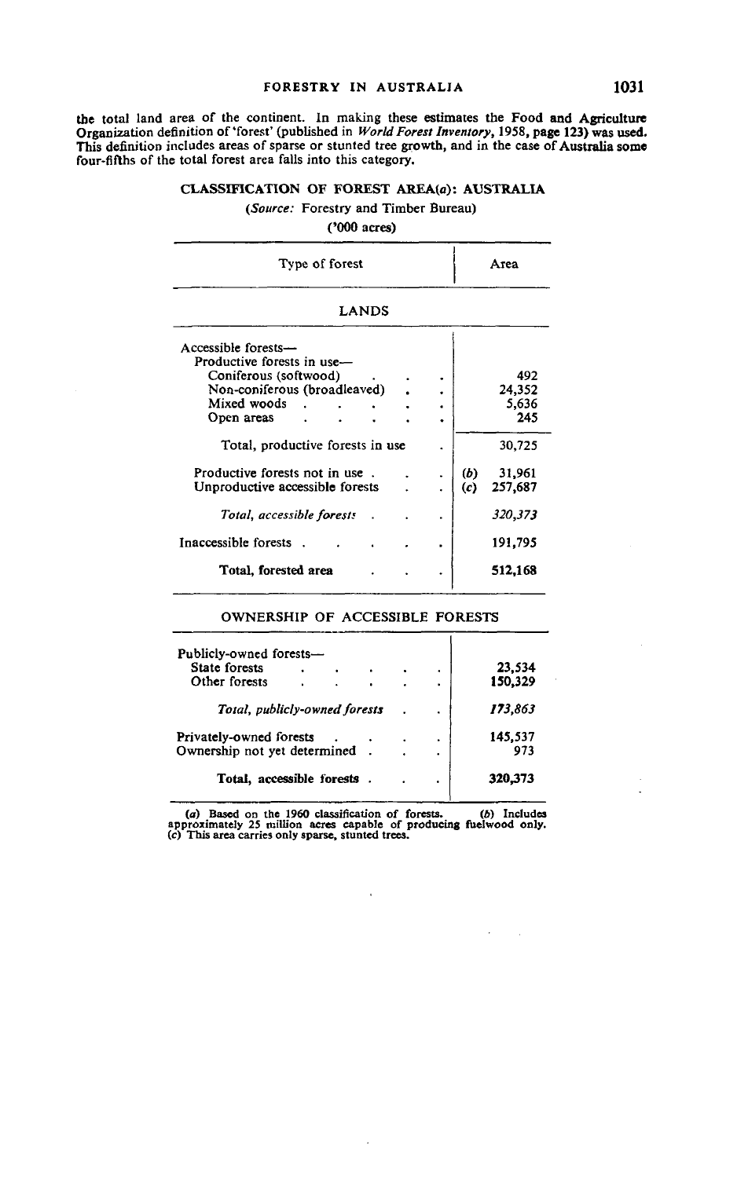the total land area of the continent. In making these estimates the Food and Agriculture Organization definition of 'forest' (published in *World Forest Inventory*, 1958, page 123) was used. This definition includes areas of sparse or stunted tree growth, and in the case of Australia some four-fifths of the total forest area falls into this category.

**CLASSIFICATION OF FOREST AREA(a): AUSTRALIA**

(*Source:* Forestry and Timber Bureau)

('000 acres)

| Type of forest | | Area |
|---|---|---|
| LANDS | | |
| Accessible forests— | | |
| Productive forests in use— | | |
| Coniferous (softwood) | | 492 |
| Non-coniferous (broadleaved) | | 24,352 |
| Mixed woods | | 5,636 |
| Open areas | | 245 |
| Total, productive forests in use | | 30,725 |
| Productive forests not in use | (b) | 31,961 |
| Unproductive accessible forests | (c) | 257,687 |
| *Total, accessible forests* | | *320,373* |
| Inaccessible forests | | 191,795 |
| **Total, forested area** | | **512,168** |
| OWNERSHIP OF ACCESSIBLE FORESTS | | |
| Publicly-owned forests— | | |
| State forests | | 23,534 |
| Other forests | | 150,329 |
| *Total, publicly-owned forests* | | *173,863* |
| Privately-owned forests | | 145,537 |
| Ownership not yet determined | | 973 |
| **Total, accessible forests** | | **320,373** |

(a) Based on the 1960 classification of forests. (b) Includes approximately 25 million acres capable of producing fuelwood only. (c) This area carries only sparse, stunted trees.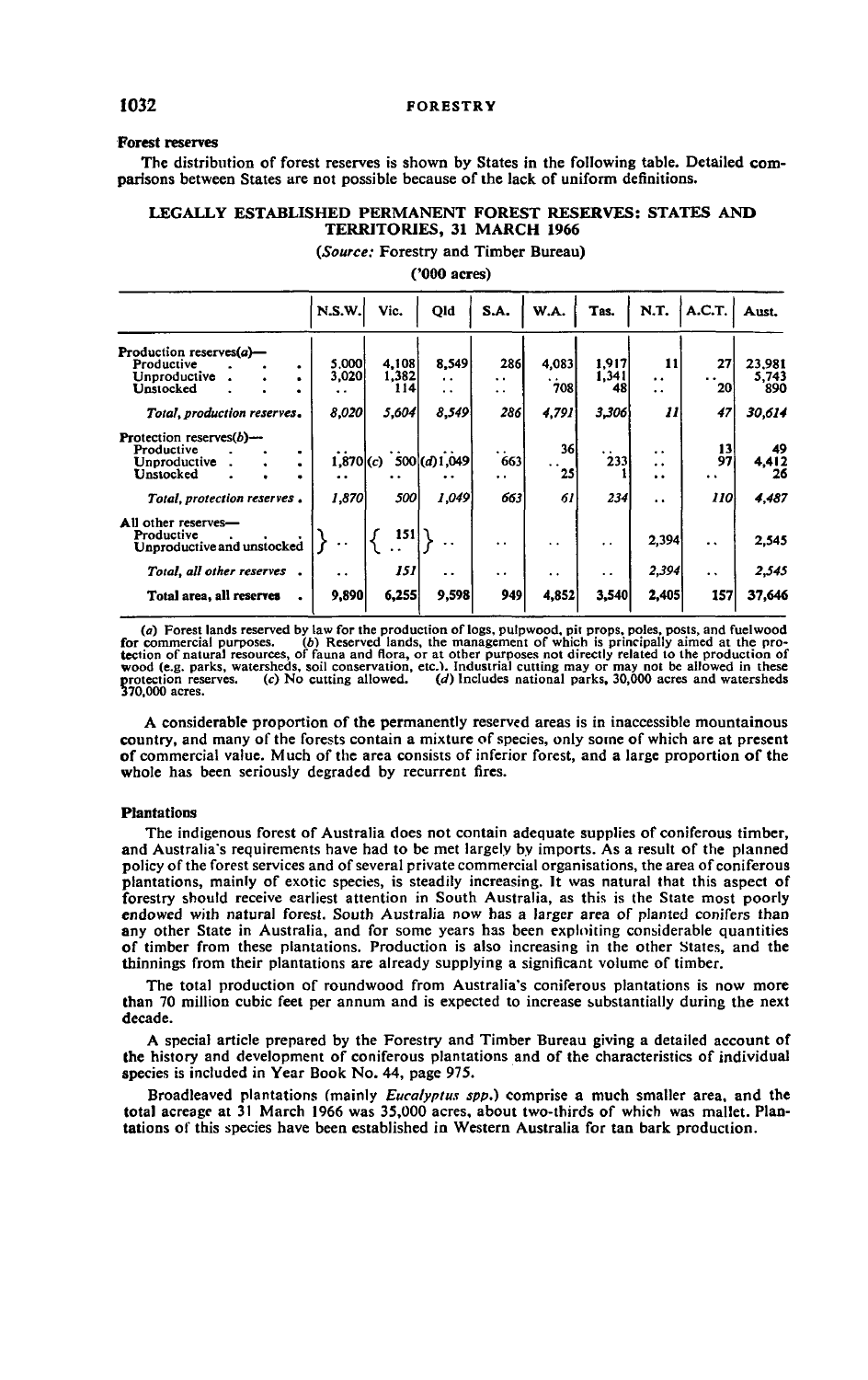### Forest reserves

The distribution of forest reserves is shown by States in the following table. Detailed comparisons between States are not possible because of the lack of uniform definitions.

**LEGALLY ESTABLISHED PERMANENT FOREST RESERVES: STATES AND TERRITORIES, 31 MARCH 1966**

(*Source:* Forestry and Timber Bureau)

('000 acres)

| | N.S.W. | Vic. | Qld | S.A. | W.A. | Tas. | N.T. | A.C.T. | Aust. |
|---|---|---|---|---|---|---|---|---|---|
| Production reserves(a)— | | | | | | | | | |
| Productive | 5,000 | 4,108 | 8,549 | 286 | 4,083 | 1,917 | 11 | 27 | 23,981 |
| Unproductive | 3,020 | 1,382 | .. | .. | .. | 1,341 | .. | .. | 5,743 |
| Unstocked | .. | 114 | .. | .. | 708 | 48 | .. | 20 | 890 |
| *Total, production reserves* | *8,020* | *5,604* | *8,549* | *286* | *4,791* | *3,306* | *11* | *47* | *30,614* |
| Protection reserves(b)— | | | | | | | | | |
| Productive | .. | .. | .. | .. | 36 | .. | .. | 13 | 49 |
| Unproductive | 1,870 | (c) 500 | (d) 1,049 | 663 | .. | 233 | .. | 97 | 4,412 |
| Unstocked | .. | .. | .. | .. | 25 | 1 | .. | .. | 26 |
| *Total, protection reserves* | *1,870* | *500* | *1,049* | *663* | *61* | *234* | .. | *110* | *4,487* |
| All other reserves— | | | | | | | | | |
| Productive | } .. | 151 | } .. | .. | .. | .. | 2,394 | .. | 2,545 |
| Unproductive and unstocked | | .. | | | | | | | |
| *Total, all other reserves* | .. | *151* | .. | .. | .. | .. | *2,394* | .. | *2,545* |
| **Total area, all reserves** | 9,890 | 6,255 | 9,598 | 949 | 4,852 | 3,540 | 2,405 | 157 | 37,646 |

(a) Forest lands reserved by law for the production of logs, pulpwood, pit props, poles, posts, and fuelwood for commercial purposes. (b) Reserved lands, the management of which is principally aimed at the protection of natural resources, of fauna and flora, or at other purposes not directly related to the production of wood (e.g. parks, watersheds, soil conservation, etc.). Industrial cutting may or may not be allowed in these protection reserves. (c) No cutting allowed. (d) Includes national parks, 30,000 acres and watersheds 370,000 acres.

A considerable proportion of the permanently reserved areas is in inaccessible mountainous country, and many of the forests contain a mixture of species, only some of which are at present of commercial value. Much of the area consists of inferior forest, and a large proportion of the whole has been seriously degraded by recurrent fires.

### Plantations

The indigenous forest of Australia does not contain adequate supplies of coniferous timber, and Australia's requirements have had to be met largely by imports. As a result of the planned policy of the forest services and of several private commercial organisations, the area of coniferous plantations, mainly of exotic species, is steadily increasing. It was natural that this aspect of forestry should receive earliest attention in South Australia, as this is the State most poorly endowed with natural forest. South Australia now has a larger area of planted conifers than any other State in Australia, and for some years has been exploiting considerable quantities of timber from these plantations. Production is also increasing in the other States, and the thinnings from their plantations are already supplying a significant volume of timber.

The total production of roundwood from Australia's coniferous plantations is now more than 70 million cubic feet per annum and is expected to increase substantially during the next decade.

A special article prepared by the Forestry and Timber Bureau giving a detailed account of the history and development of coniferous plantations and of the characteristics of individual species is included in Year Book No. 44, page 975.

Broadleaved plantations (mainly *Eucalyptus spp.*) comprise a much smaller area, and the total acreage at 31 March 1966 was 35,000 acres, about two-thirds of which was mallet. Plantations of this species have been established in Western Australia for tan bark production.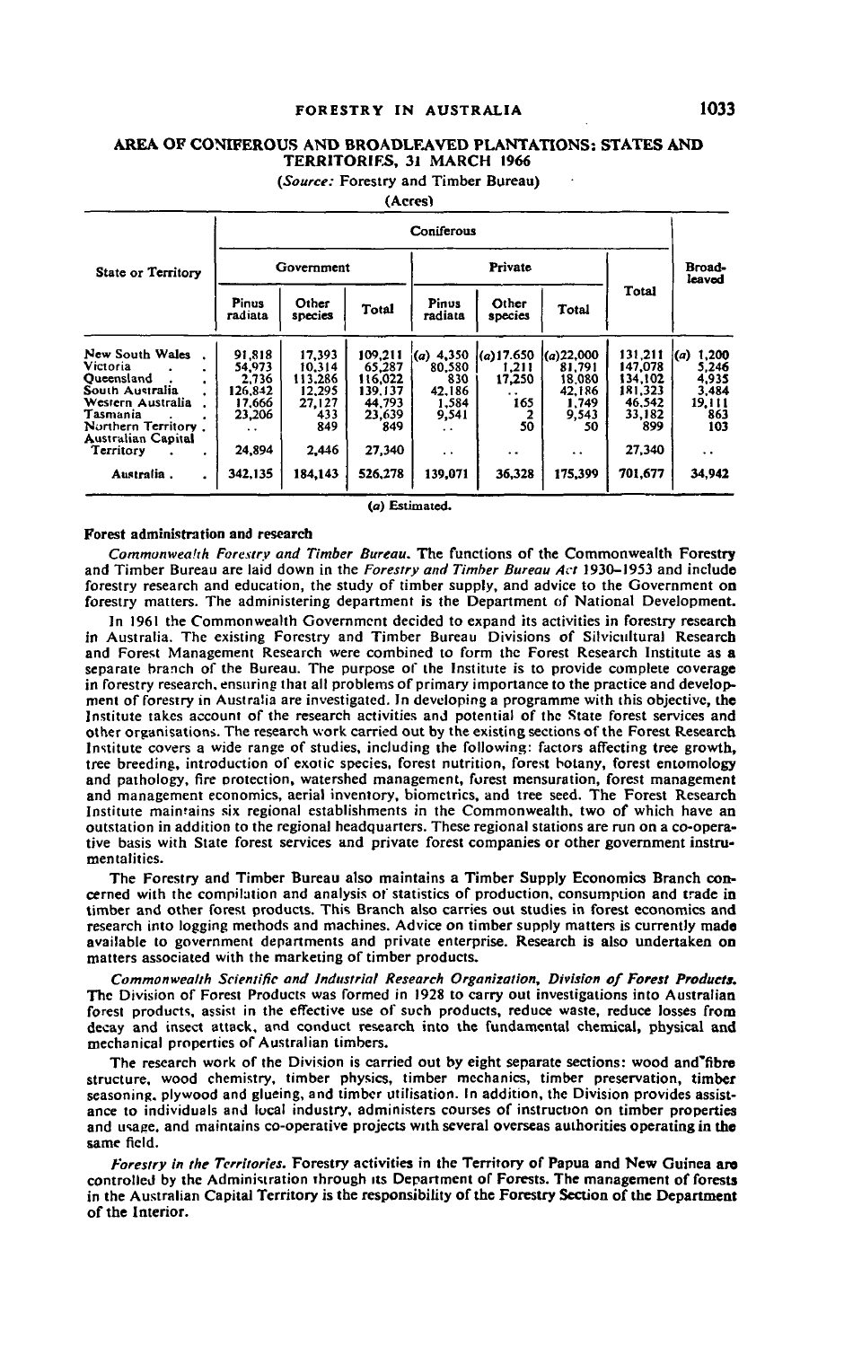## AREA OF CONIFEROUS AND BROADLEAVED PLANTATIONS: STATES AND TERRITORIES, 31 MARCH 1966

(*Source:* Forestry and Timber Bureau)

(Acres)

| State or Territory | Coniferous | | | | | | | Broad-leaved |
|---|---|---|---|---|---|---|---|---|
| | Government | | | Private | | | Total | |
| | Pinus radiata | Other species | Total | Pinus radiata | Other species | Total | | |
| New South Wales | 91,818 | 17,393 | 109,211 | (a) 4,350 | (a) 17,650 | (a) 22,000 | 131,211 | (a) 1,200 |
| Victoria | 54,973 | 10,314 | 65,287 | 80,580 | 1,211 | 81,791 | 147,078 | 5,246 |
| Queensland | 2,736 | 113,286 | 116,022 | 830 | 17,250 | 18,080 | 134,102 | 4,935 |
| South Australia | 126,842 | 12,295 | 139,137 | 42,186 | .. | 42,186 | 181,323 | 3,484 |
| Western Australia | 17,666 | 27,127 | 44,793 | 1,584 | 165 | 1,749 | 46,542 | 19,111 |
| Tasmania | 23,206 | 433 | 23,639 | 9,541 | 2 | 9,543 | 33,182 | 863 |
| Northern Territory | .. | 849 | 849 | .. | 50 | 50 | 899 | 103 |
| Australian Capital Territory | 24,894 | 2,446 | 27,340 | .. | .. | .. | 27,340 | .. |
| Australia | 342,135 | 184,143 | 526,278 | 139,071 | 36,328 | 175,399 | 701,677 | 34,942 |

(a) Estimated.

### Forest administration and research

*Commonwealth Forestry and Timber Bureau.* The functions of the Commonwealth Forestry and Timber Bureau are laid down in the *Forestry and Timber Bureau Act* 1930–1953 and include forestry research and education, the study of timber supply, and advice to the Government on forestry matters. The administering department is the Department of National Development.

In 1961 the Commonwealth Government decided to expand its activities in forestry research in Australia. The existing Forestry and Timber Bureau Divisions of Silvicultural Research and Forest Management Research were combined to form the Forest Research Institute as a separate branch of the Bureau. The purpose of the Institute is to provide complete coverage in forestry research, ensuring that all problems of primary importance to the practice and development of forestry in Australia are investigated. In developing a programme with this objective, the Institute takes account of the research activities and potential of the State forest services and other organisations. The research work carried out by the existing sections of the Forest Research Institute covers a wide range of studies, including the following: factors affecting tree growth, tree breeding, introduction of exotic species, forest nutrition, forest botany, forest entomology and pathology, fire protection, watershed management, forest mensuration, forest management and management economics, aerial inventory, biometrics, and tree seed. The Forest Research Institute maintains six regional establishments in the Commonwealth, two of which have an outstation in addition to the regional headquarters. These regional stations are run on a co-operative basis with State forest services and private forest companies or other government instrumentalities.

The Forestry and Timber Bureau also maintains a Timber Supply Economics Branch concerned with the compilation and analysis of statistics of production, consumption and trade in timber and other forest products. This Branch also carries out studies in forest economics and research into logging methods and machines. Advice on timber supply matters is currently made available to government departments and private enterprise. Research is also undertaken on matters associated with the marketing of timber products.

*Commonwealth Scientific and Industrial Research Organization, Division of Forest Products.* The Division of Forest Products was formed in 1928 to carry out investigations into Australian forest products, assist in the effective use of such products, reduce waste, reduce losses from decay and insect attack, and conduct research into the fundamental chemical, physical and mechanical properties of Australian timbers.

The research work of the Division is carried out by eight separate sections: wood and fibre structure, wood chemistry, timber physics, timber mechanics, timber preservation, timber seasoning, plywood and glueing, and timber utilisation. In addition, the Division provides assistance to individuals and local industry, administers courses of instruction on timber properties and usage, and maintains co-operative projects with several overseas authorities operating in the same field.

*Forestry in the Territories.* Forestry activities in the Territory of Papua and New Guinea are controlled by the Administration through its Department of Forests. The management of forests in the Australian Capital Territory is the responsibility of the Forestry Section of the Department of the Interior.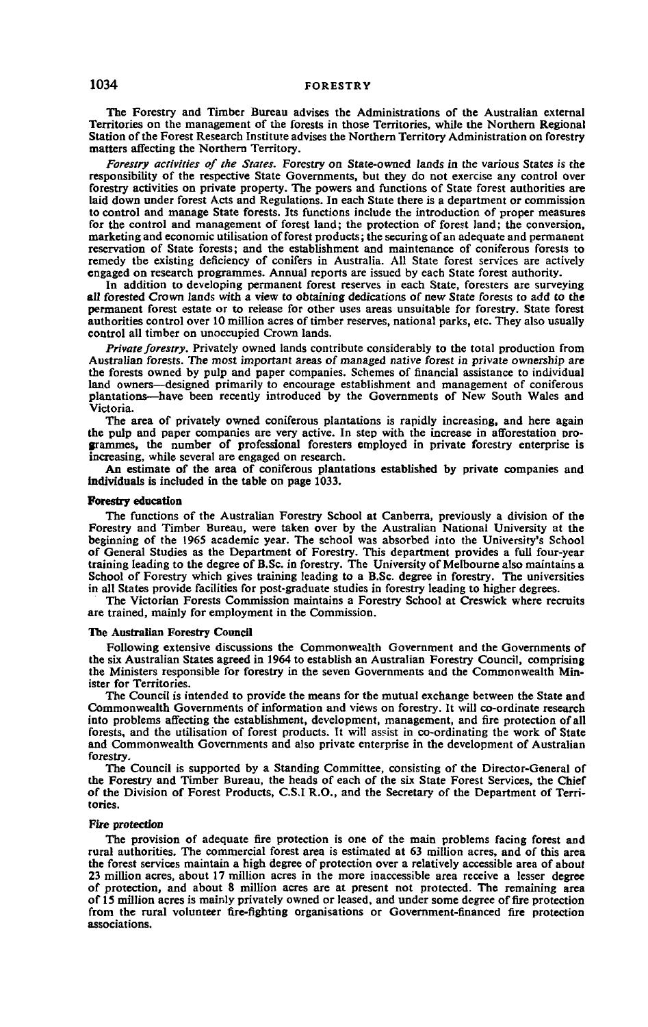The Forestry and Timber Bureau advises the Administrations of the Australian external Territories on the management of the forests in those Territories, while the Northern Regional Station of the Forest Research Institute advises the Northern Territory Administration on forestry matters affecting the Northern Territory.

*Forestry activities of the States.* Forestry on State-owned lands in the various States is the responsibility of the respective State Governments, but they do not exercise any control over forestry activities on private property. The powers and functions of State forest authorities are laid down under forest Acts and Regulations. In each State there is a department or commission to control and manage State forests. Its functions include the introduction of proper measures for the control and management of forest land; the protection of forest land; the conversion, marketing and economic utilisation of forest products; the securing of an adequate and permanent reservation of State forests; and the establishment and maintenance of coniferous forests to remedy the existing deficiency of conifers in Australia. All State forest services are actively engaged on research programmes. Annual reports are issued by each State forest authority.

In addition to developing permanent forest reserves in each State, foresters are surveying all forested Crown lands with a view to obtaining dedications of new State forests to add to the permanent forest estate or to release for other uses areas unsuitable for forestry. State forest authorities control over 10 million acres of timber reserves, national parks, etc. They also usually control all timber on unoccupied Crown lands.

*Private forestry.* Privately owned lands contribute considerably to the total production from Australian forests. The most important areas of managed native forest in private ownership are the forests owned by pulp and paper companies. Schemes of financial assistance to individual land owners—designed primarily to encourage establishment and management of coniferous plantations—have been recently introduced by the Governments of New South Wales and Victoria.

The area of privately owned coniferous plantations is rapidly increasing, and here again the pulp and paper companies are very active. In step with the increase in afforestation programmes, the number of professional foresters employed in private forestry enterprise is increasing, while several are engaged on research.

An estimate of the area of coniferous plantations established by private companies and individuals is included in the table on page 1033.

#### Forestry education

The functions of the Australian Forestry School at Canberra, previously a division of the Forestry and Timber Bureau, were taken over by the Australian National University at the beginning of the 1965 academic year. The school was absorbed into the University's School of General Studies as the Department of Forestry. This department provides a full four-year training leading to the degree of B.Sc. in forestry. The University of Melbourne also maintains a School of Forestry which gives training leading to a B.Sc. degree in forestry. The universities in all States provide facilities for post-graduate studies in forestry leading to higher degrees.

The Victorian Forests Commission maintains a Forestry School at Creswick where recruits are trained, mainly for employment in the Commission.

#### The Australian Forestry Council

Following extensive discussions the Commonwealth Government and the Governments of the six Australian States agreed in 1964 to establish an Australian Forestry Council, comprising the Ministers responsible for forestry in the seven Governments and the Commonwealth Minister for Territories.

The Council is intended to provide the means for the mutual exchange between the State and Commonwealth Governments of information and views on forestry. It will co-ordinate research into problems affecting the establishment, development, management, and fire protection of all forests, and the utilisation of forest products. It will assist in co-ordinating the work of State and Commonwealth Governments and also private enterprise in the development of Australian forestry.

The Council is supported by a Standing Committee, consisting of the Director-General of the Forestry and Timber Bureau, the heads of each of the six State Forest Services, the Chief of the Division of Forest Products, C.S.I R.O., and the Secretary of the Department of Territories.

#### Fire protection

The provision of adequate fire protection is one of the main problems facing forest and rural authorities. The commercial forest area is estimated at 63 million acres, and of this area the forest services maintain a high degree of protection over a relatively accessible area of about 23 million acres, about 17 million acres in the more inaccessible area receive a lesser degree of protection, and about 8 million acres are at present not protected. The remaining area of 15 million acres is mainly privately owned or leased, and under some degree of fire protection from the rural volunteer fire-fighting organisations or Government-financed fire protection associations.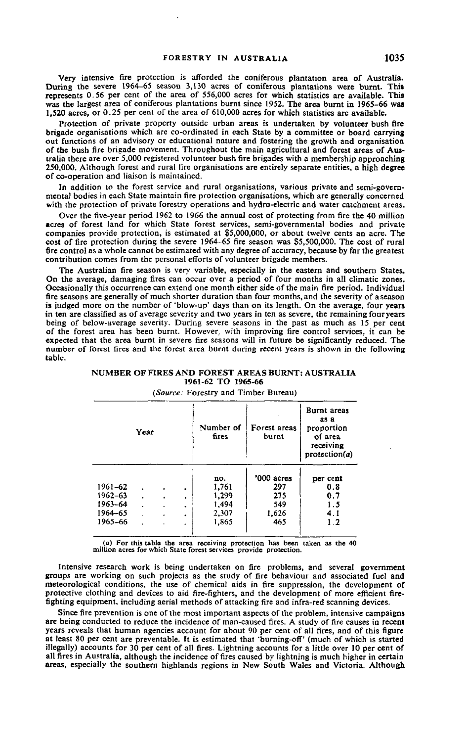Very intensive fire protection is afforded the coniferous plantation area of Australia. During the severe 1964–65 season 3,130 acres of coniferous plantations were burnt. This represents 0.56 per cent of the area of 556,000 acres for which statistics are available. This was the largest area of coniferous plantations burnt since 1952. The area burnt in 1965–66 was 1,520 acres, or 0.25 per cent of the area of 610,000 acres for which statistics are available.

Protection of private property outside urban areas is undertaken by volunteer bush fire brigade organisations which are co-ordinated in each State by a committee or board carrying out functions of an advisory or educational nature and fostering the growth and organisation of the bush fire brigade movement. Throughout the main agricultural and forest areas of Australia there are over 5,000 registered volunteer bush fire brigades with a membership approaching 250,000. Although forest and rural fire organisations are entirely separate entities, a high degree of co-operation and liaison is maintained.

In addition to the forest service and rural organisations, various private and semi-governmental bodies in each State maintain fire protection organisations, which are generally concerned with the protection of private forestry operations and hydro-electric and water catchment areas.

Over the five-year period 1962 to 1966 the annual cost of protecting from fire the 40 million acres of forest land for which State forest services, semi-governmental bodies and private companies provide protection, is estimated at $5,000,000, or about twelve cents an acre. The cost of fire protection during the severe 1964–65 fire season was $5,500,000. The cost of rural fire control as a whole cannot be estimated with any degree of accuracy, because by far the greatest contribution comes from the personal efforts of volunteer brigade members.

The Australian fire season is very variable, especially in the eastern and southern States. On the average, damaging fires can occur over a period of four months in all climatic zones. Occasionally this occurrence can extend one month either side of the main fire period. Individual fire seasons are generally of much shorter duration than four months, and the severity of a season is judged more on the number of 'blow-up' days than on its length. On the average, four years in ten are classified as of average severity and two years in ten as severe, the remaining four years being of below-average severity. During severe seasons in the past as much as 15 per cent of the forest area has been burnt. However, with improving fire control services, it can be expected that the area burnt in severe fire seasons will in future be significantly reduced. The number of forest fires and the forest area burnt during recent years is shown in the following table.

**NUMBER OF FIRES AND FOREST AREAS BURNT: AUSTRALIA 1961-62 TO 1965-66**

(*Source:* Forestry and Timber Bureau)

| Year | Number of fires | Forest areas burnt | Burnt areas as a proportion of area receiving protection(*a*) |
|---|---|---|---|
| | no. | '000 acres | per cent |
| 1961–62 | 1,761 | 297 | 0.8 |
| 1962–63 | 1,299 | 275 | 0.7 |
| 1963–64 | 1,494 | 549 | 1.5 |
| 1964–65 | 2,307 | 1,626 | 4.1 |
| 1965–66 | 1,865 | 465 | 1.2 |

(*a*) For this table the area receiving protection has been taken as the 40 million acres for which State forest services provide protection.

Intensive research work is being undertaken on fire problems, and several government groups are working on such projects as the study of fire behaviour and associated fuel and meteorological conditions, the use of chemical aids in fire suppression, the development of protective clothing and devices to aid fire-fighters, and the development of more efficient fire-fighting equipment, including aerial methods of attacking fire and infra-red scanning devices.

Since fire prevention is one of the most important aspects of the problem, intensive campaigns are being conducted to reduce the incidence of man-caused fires. A study of fire causes in recent years reveals that human agencies account for about 90 per cent of all fires, and of this figure at least 80 per cent are preventable. It is estimated that 'burning-off' (much of which is started illegally) accounts for 30 per cent of all fires. Lightning accounts for a little over 10 per cent of all fires in Australia, although the incidence of fires caused by lightning is much higher in certain areas, especially the southern highlands regions in New South Wales and Victoria. Although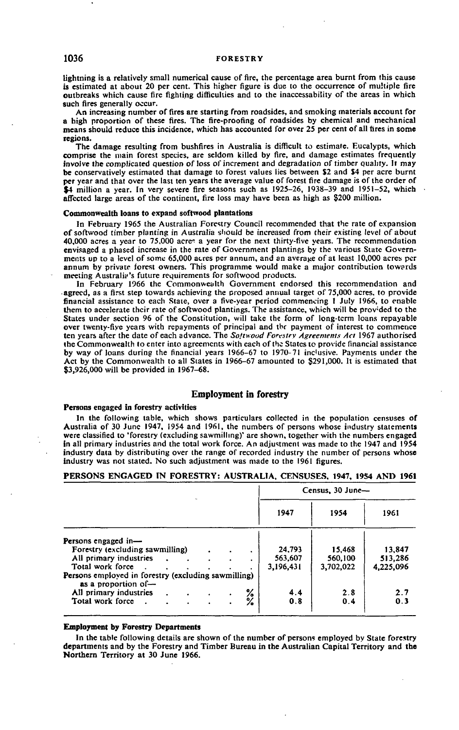lightning is a relatively small numerical cause of fire, the percentage area burnt from this cause is estimated at about 20 per cent. This higher figure is due to the occurrence of multiple fire outbreaks which cause fire fighting difficulties and to the inaccessability of the areas in which such fires generally occur.

An increasing number of fires are starting from roadsides, and smoking materials account for a high proportion of these fires. The fire-proofing of roadsides by chemical and mechanical means should reduce this incidence, which has accounted for over 25 per cent of all fires in some regions.

The damage resulting from bushfires in Australia is difficult to estimate. Eucalypts, which comprise the main forest species, are seldom killed by fire, and damage estimates frequently involve the complicated question of loss of increment and degradation of timber quality. It may be conservatively estimated that damage to forest values lies between $2 and $4 per acre burnt per year and that over the last ten years the average value of forest fire damage is of the order of $4 million a year. In very severe fire seasons such as 1925–26, 1938–39 and 1951–52, which affected large areas of the continent, fire loss may have been as high as $200 million.

### Commonwealth loans to expand softwood plantations

In February 1965 the Australian Forestry Council recommended that the rate of expansion of softwood timber planting in Australia should be increased from their existing level of about 40,000 acres a year to 75,000 acres a year for the next thirty-five years. The recommendation envisaged a phased increase in the rate of Government plantings by the various State Governments up to a level of some 65,000 acres per annum, and an average of at least 10,000 acres per annum by private forest owners. This programme would make a major contribution towards meeting Australia's future requirements for softwood products.

In February 1966 the Commonwealth Government endorsed this recommendation and agreed, as a first step towards achieving the proposed annual target of 75,000 acres, to provide financial assistance to each State, over a five-year period commencing 1 July 1966, to enable them to accelerate their rate of softwood plantings. The assistance, which will be provided to the States under section 96 of the Constitution, will take the form of long-term loans repayable over twenty-five years with repayments of principal and the payment of interest to commence ten years after the date of each advance. The *Softwood Forestry Agreements Act* 1967 authorised the Commonwealth to enter into agreements with each of the States to provide financial assistance by way of loans during the financial years 1966–67 to 1970–71 inclusive. Payments under the Act by the Commonwealth to all States in 1966–67 amounted to $291,000. It is estimated that $3,926,000 will be provided in 1967–68.

## Employment in forestry

### Persons engaged in forestry activities

In the following table, which shows particulars collected in the population censuses of Australia of 30 June 1947, 1954 and 1961, the numbers of persons whose industry statements were classified to 'forestry (excluding sawmilling)' are shown, together with the numbers engaged in all primary industries and the total work force. An adjustment was made to the 1947 and 1954 industry data by distributing over the range of recorded industry the number of persons whose industry was not stated. No such adjustment was made to the 1961 figures.

**PERSONS ENGAGED IN FORESTRY: AUSTRALIA, CENSUSES, 1947, 1954 AND 1961**

| | Census, 30 June— | | |
|---|---|---|---|
| | 1947 | 1954 | 1961 |
| Persons engaged in— | | | |
| Forestry (excluding sawmilling) | 24,793 | 15,468 | 13,847 |
| All primary industries | 563,607 | 560,100 | 513,286 |
| Total work force | 3,196,431 | 3,702,022 | 4,225,096 |
| Persons employed in forestry (excluding sawmilling) as a proportion of— | | | |
| All primary industries % | 4.4 | 2.8 | 2.7 |
| Total work force % | 0.8 | 0.4 | 0.3 |

### Employment by Forestry Departments

In the table following details are shown of the number of persons employed by State forestry departments and by the Forestry and Timber Bureau in the Australian Capital Territory and the Northern Territory at 30 June 1966.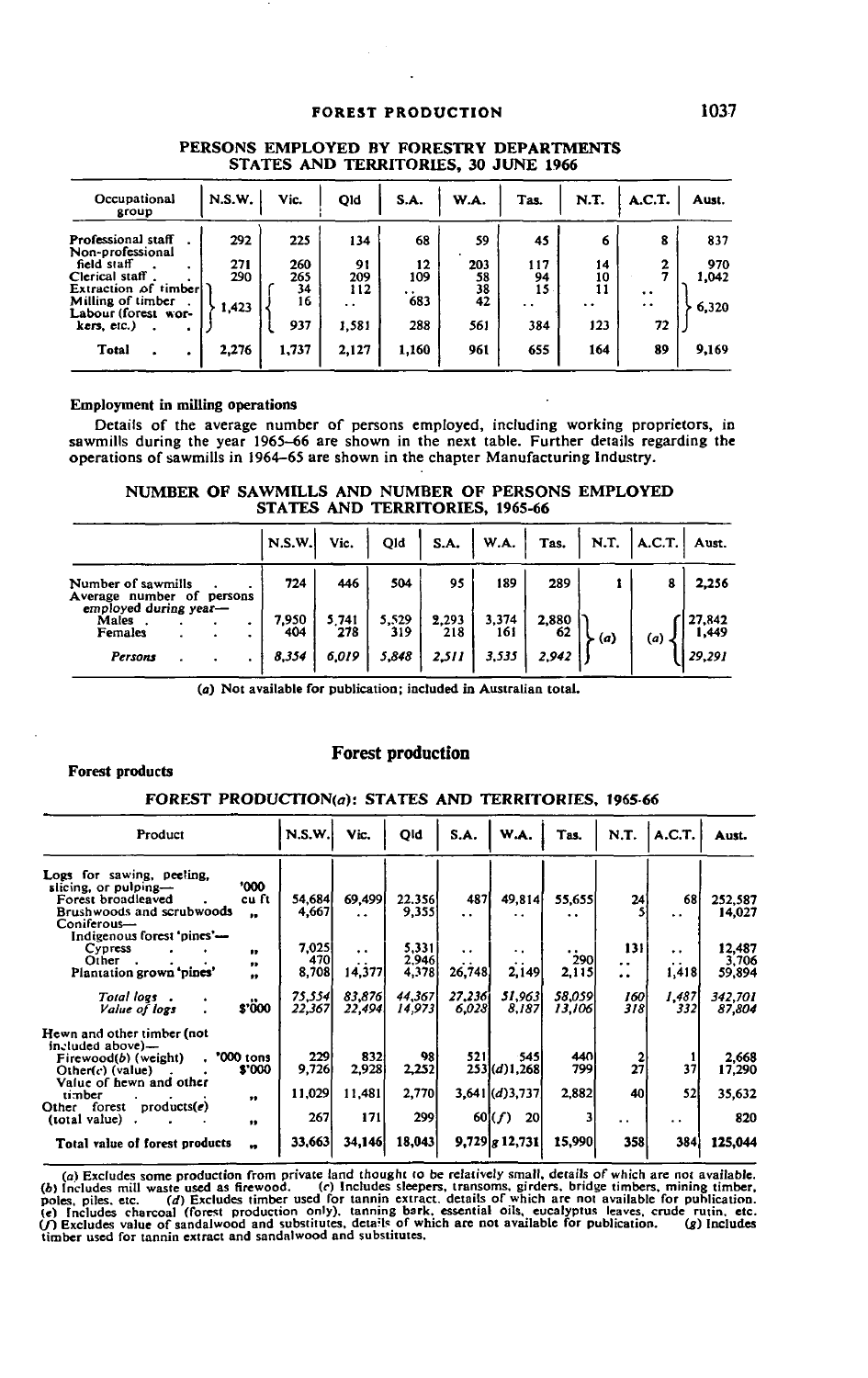## PERSONS EMPLOYED BY FORESTRY DEPARTMENTS STATES AND TERRITORIES, 30 JUNE 1966

| Occupational group | N.S.W. | Vic. | Qld | S.A. | W.A. | Tas. | N.T. | A.C.T. | Aust. |
|---|---|---|---|---|---|---|---|---|---|
| Professional staff | 292 | 225 | 134 | 68 | 59 | 45 | 6 | 8 | 837 |
| Non-professional field staff | 271 | 260 | 91 | 12 | 203 | 117 | 14 | 2 | 970 |
| Clerical staff | 290 | 265 | 209 | 109 | 58 | 94 | 10 | 7 | 1,042 |
| Extraction of timber | 1,423 | 34 | 112 | .. | 38 | 15 | 11 | .. | 6,320 |
| Milling of timber | | 16 | .. | 683 | 42 | .. | .. | .. | |
| Labour (forest workers, etc.) | | 937 | 1,581 | 288 | 561 | 384 | 123 | 72 | |
| Total | 2,276 | 1,737 | 2,127 | 1,160 | 961 | 655 | 164 | 89 | 9,169 |

### Employment in milling operations

Details of the average number of persons employed, including working proprietors, in sawmills during the year 1965–66 are shown in the next table. Further details regarding the operations of sawmills in 1964–65 are shown in the chapter Manufacturing Industry.

## NUMBER OF SAWMILLS AND NUMBER OF PERSONS EMPLOYED STATES AND TERRITORIES, 1965-66

| | N.S.W. | Vic. | Qld | S.A. | W.A. | Tas. | N.T. | A.C.T. | Aust. |
|---|---|---|---|---|---|---|---|---|---|
| Number of sawmills | 724 | 446 | 504 | 95 | 189 | 289 | 1 | 8 | 2,256 |
| Average number of persons employed during year— | | | | | | | | | |
| Males | 7,950 | 5,741 | 5,529 | 2,293 | 3,374 | 2,880 | (a) | (a) | 27,842 |
| Females | 404 | 278 | 319 | 218 | 161 | 62 | | | 1,449 |
| *Persons* | *8,354* | *6,019* | *5,848* | *2,511* | *3,535* | *2,942* | | | *29,291* |

(a) Not available for publication; included in Australian total.

## Forest production

### Forest products

## FOREST PRODUCTION(a): STATES AND TERRITORIES, 1965-66

| Product | | N.S.W. | Vic. | Qld | S.A. | W.A. | Tas. | N.T. | A.C.T. | Aust. |
|---|---|---|---|---|---|---|---|---|---|---|
| Logs for sawing, peeling, slicing, or pulping— | '000 cu ft | | | | | | | | | |
| Forest broadleaved | | 54,684 | 69,499 | 22,356 | 487 | 49,814 | 55,655 | 24 | 68 | 252,587 |
| Brushwoods and scrubwoods | " | 4,667 | .. | 9,355 | .. | .. | .. | 5 | .. | 14,027 |
| Coniferous— | | | | | | | | | | |
| Indigenous forest 'pines'— | | | | | | | | | | |
| Cypress | " | 7,025 | .. | 5,331 | .. | .. | .. | 131 | .. | 12,487 |
| Other | " | 470 | .. | 2,946 | .. | .. | 290 | .. | .. | 3,706 |
| Plantation grown 'pines' | " | 8,708 | 14,377 | 4,378 | 26,748 | 2,149 | 2,115 | .. | 1,418 | 59,894 |
| *Total logs* | " | *75,554* | *83,876* | *44,367* | *27,236* | *51,963* | *58,059* | *160* | *1,487* | *342,701* |
| *Value of logs* | $'000 | *22,367* | *22,494* | *14,973* | *6,028* | *8,187* | *13,106* | *318* | *332* | *87,804* |
| Hewn and other timber (not included above)— | | | | | | | | | | |
| Firewood(b) (weight) | '000 tons | 229 | 832 | 98 | 521 | 545 | 440 | 2 | 1 | 2,668 |
| Other(c) (value) | $'000 | 9,726 | 2,928 | 2,252 | 253 | (d)1,268 | 799 | 27 | 37 | 17,290 |
| Value of hewn and other timber | " | 11,029 | 11,481 | 2,770 | 3,641 | (d)3,737 | 2,882 | 40 | 52 | 35,632 |
| Other forest products(e) (total value) | " | 267 | 171 | 299 | 60 | (f) 20 | 3 | .. | .. | 820 |
| Total value of forest products | " | 33,663 | 34,146 | 18,043 | 9,729 | g 12,731 | 15,990 | 358 | 384 | 125,044 |

(a) Excludes some production from private land thought to be relatively small, details of which are not available. (b) Includes mill waste used as firewood. (c) Includes sleepers, transoms, girders, bridge timbers, mining timber, poles, piles, etc. (d) Excludes timber used for tannin extract, details of which are not available for publication. (e) Includes charcoal (forest production only), tanning bark, essential oils, eucalyptus leaves, crude rutin, etc. (f) Excludes value of sandalwood and substitutes, details of which are not available for publication. (g) Includes timber used for tannin extract and sandalwood and substitutes.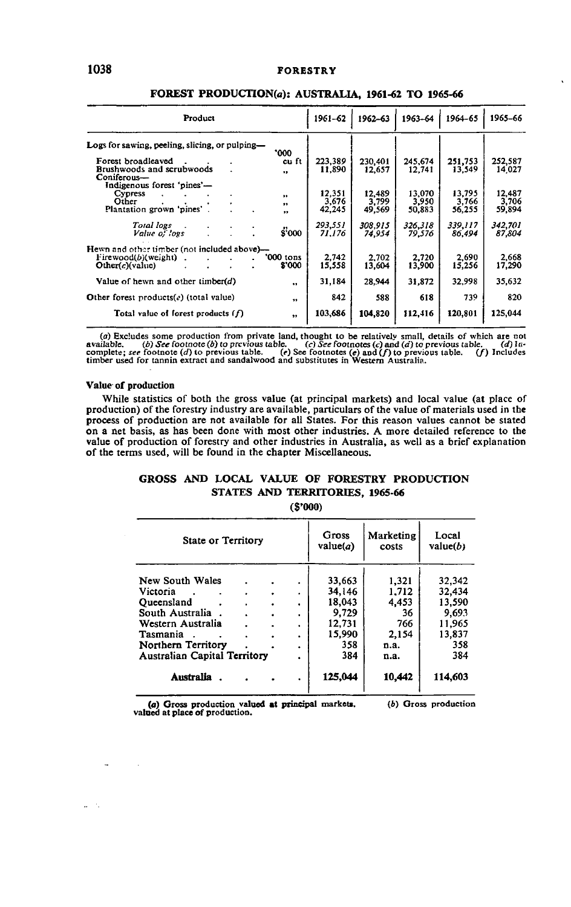## FOREST PRODUCTION(a): AUSTRALIA, 1961-62 TO 1965-66

| Product | | 1961–62 | 1962–63 | 1963–64 | 1964–65 | 1965–66 |
|---|---|---|---|---|---|---|
| Logs for sawing, peeling, slicing, or pulping— | | | | | | |
| Forest broadleaved | '000 cu ft | 223,389 | 230,401 | 245,674 | 251,753 | 252,587 |
| Brushwoods and scrubwoods | " | 11,890 | 12,657 | 12,741 | 13,549 | 14,027 |
| Coniferous— | | | | | | |
| Indigenous forest 'pines'— | | | | | | |
| Cypress | " | 12,351 | 12,489 | 13,070 | 13,795 | 12,487 |
| Other | " | 3,676 | 3,799 | 3,950 | 3,766 | 3,706 |
| Plantation grown 'pines' | " | 42,245 | 49,569 | 50,883 | 56,255 | 59,894 |
| *Total logs* | " | *293,551* | *308,915* | *326,318* | *339,117* | *342,701* |
| *Value of logs* | $'000 | *71,176* | *74,954* | *79,576* | *86,494* | *87,804* |
| Hewn and other timber (not included above)— | | | | | | |
| Firewood(b)(weight) | '000 tons | 2,742 | 2,702 | 2,720 | 2,690 | 2,668 |
| Other(c)(value) | $'000 | 15,558 | 13,604 | 13,900 | 15,256 | 17,290 |
| Value of hewn and other timber(d) | " | 31,184 | 28,944 | 31,872 | 32,998 | 35,632 |
| Other forest products(e) (total value) | " | 842 | 588 | 618 | 739 | 820 |
| Total value of forest products (f) | " | 103,686 | 104,820 | 112,416 | 120,801 | 125,044 |

(a) Excludes some production from private land, thought to be relatively small, details of which are not available. (b) *See footnote (b) to previous table.* (c) *See footnotes (c) and (d) to previous table.* (d) Incomplete; *see* footnote (d) to previous table. (e) See footnotes (e) and (f) to previous table. (f) Includes timber used for tannin extract and sandalwood and substitutes in Western Australia.

### Value of production

While statistics of both the gross value (at principal markets) and local value (at place of production) of the forestry industry are available, particulars of the value of materials used in the process of production are not available for all States. For this reason values cannot be stated on a net basis, as has been done with most other industries. A more detailed reference to the value of production of forestry and other industries in Australia, as well as a brief explanation of the terms used, will be found in the chapter Miscellaneous.

## GROSS AND LOCAL VALUE OF FORESTRY PRODUCTION STATES AND TERRITORIES, 1965-66

($'000)

| State or Territory | Gross value(a) | Marketing costs | Local value(b) |
|---|---|---|---|
| New South Wales | 33,663 | 1,321 | 32,342 |
| Victoria | 34,146 | 1,712 | 32,434 |
| Queensland | 18,043 | 4,453 | 13,590 |
| South Australia | 9,729 | 36 | 9,693 |
| Western Australia | 12,731 | 766 | 11,965 |
| Tasmania | 15,990 | 2,154 | 13,837 |
| Northern Territory | 358 | n.a. | 358 |
| Australian Capital Territory | 384 | n.a. | 384 |
| **Australia** | **125,044** | **10,442** | **114,603** |

(a) Gross production valued at principal markets. (b) Gross production valued at place of production.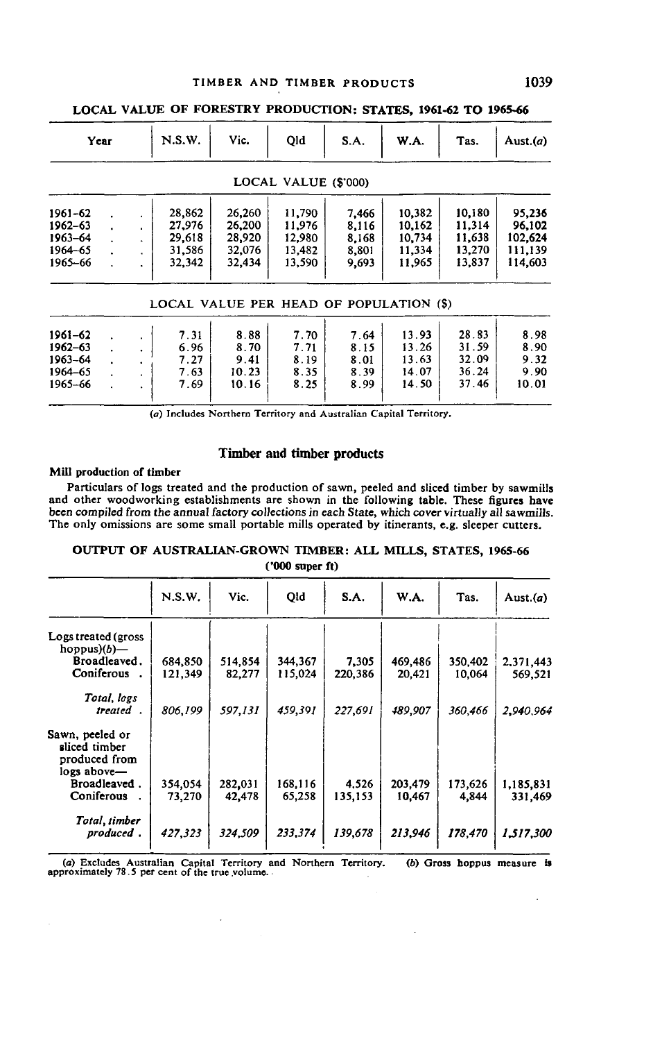**LOCAL VALUE OF FORESTRY PRODUCTION: STATES, 1961-62 TO 1965-66**

| Year | N.S.W. | Vic. | Qld | S.A. | W.A. | Tas. | Aust.(a) |
|---|---|---|---|---|---|---|---|
| | | | LOCAL VALUE ($'000) | | | | |
| 1961–62 | 28,862 | 26,260 | 11,790 | 7,466 | 10,382 | 10,180 | 95,236 |
| 1962–63 | 27,976 | 26,200 | 11,976 | 8,116 | 10,162 | 11,314 | 96,102 |
| 1963–64 | 29,618 | 28,920 | 12,980 | 8,168 | 10,734 | 11,638 | 102,624 |
| 1964–65 | 31,586 | 32,076 | 13,482 | 8,801 | 11,334 | 13,270 | 111,139 |
| 1965–66 | 32,342 | 32,434 | 13,590 | 9,693 | 11,965 | 13,837 | 114,603 |
| | | | LOCAL VALUE PER HEAD OF POPULATION ($) | | | | |
| 1961–62 | 7.31 | 8.88 | 7.70 | 7.64 | 13.93 | 28.83 | 8.98 |
| 1962–63 | 6.96 | 8.70 | 7.71 | 8.15 | 13.26 | 31.59 | 8.90 |
| 1963–64 | 7.27 | 9.41 | 8.19 | 8.01 | 13.63 | 32.09 | 9.32 |
| 1964–65 | 7.63 | 10.23 | 8.35 | 8.39 | 14.07 | 36.24 | 9.90 |
| 1965–66 | 7.69 | 10.16 | 8.25 | 8.99 | 14.50 | 37.46 | 10.01 |

(a) Includes Northern Territory and Australian Capital Territory.

## Timber and timber products

### Mill production of timber

Particulars of logs treated and the production of sawn, peeled and sliced timber by sawmills and other woodworking establishments are shown in the following table. These figures have been compiled from the annual factory collections in each State, which cover virtually all sawmills. The only omissions are some small portable mills operated by itinerants, e.g. sleeper cutters.

**OUTPUT OF AUSTRALIAN-GROWN TIMBER: ALL MILLS, STATES, 1965-66**
**('000 super ft)**

| | N.S.W. | Vic. | Qld | S.A. | W.A. | Tas. | Aust.(a) |
|---|---|---|---|---|---|---|---|
| Logs treated (gross hoppus)(b)— | | | | | | | |
| Broadleaved . | 684,850 | 514,854 | 344,367 | 7,305 | 469,486 | 350,402 | 2,371,443 |
| Coniferous . | 121,349 | 82,277 | 115,024 | 220,386 | 20,421 | 10,064 | 569,521 |
| *Total, logs treated* . | *806,199* | *597,131* | *459,391* | *227,691* | *489,907* | *360,466* | *2,940,964* |
| Sawn, peeled or sliced timber produced from logs above— | | | | | | | |
| Broadleaved . | 354,054 | 282,031 | 168,116 | 4,526 | 203,479 | 173,626 | 1,185,831 |
| Coniferous . | 73,270 | 42,478 | 65,258 | 135,153 | 10,467 | 4,844 | 331,469 |
| *Total, timber produced* . | *427,323* | *324,509* | *233,374* | *139,678* | *213,946* | *178,470* | *1,517,300* |

(a) Excludes Australian Capital Territory and Northern Territory. (b) Gross hoppus measure is approximately 78.5 per cent of the true volume.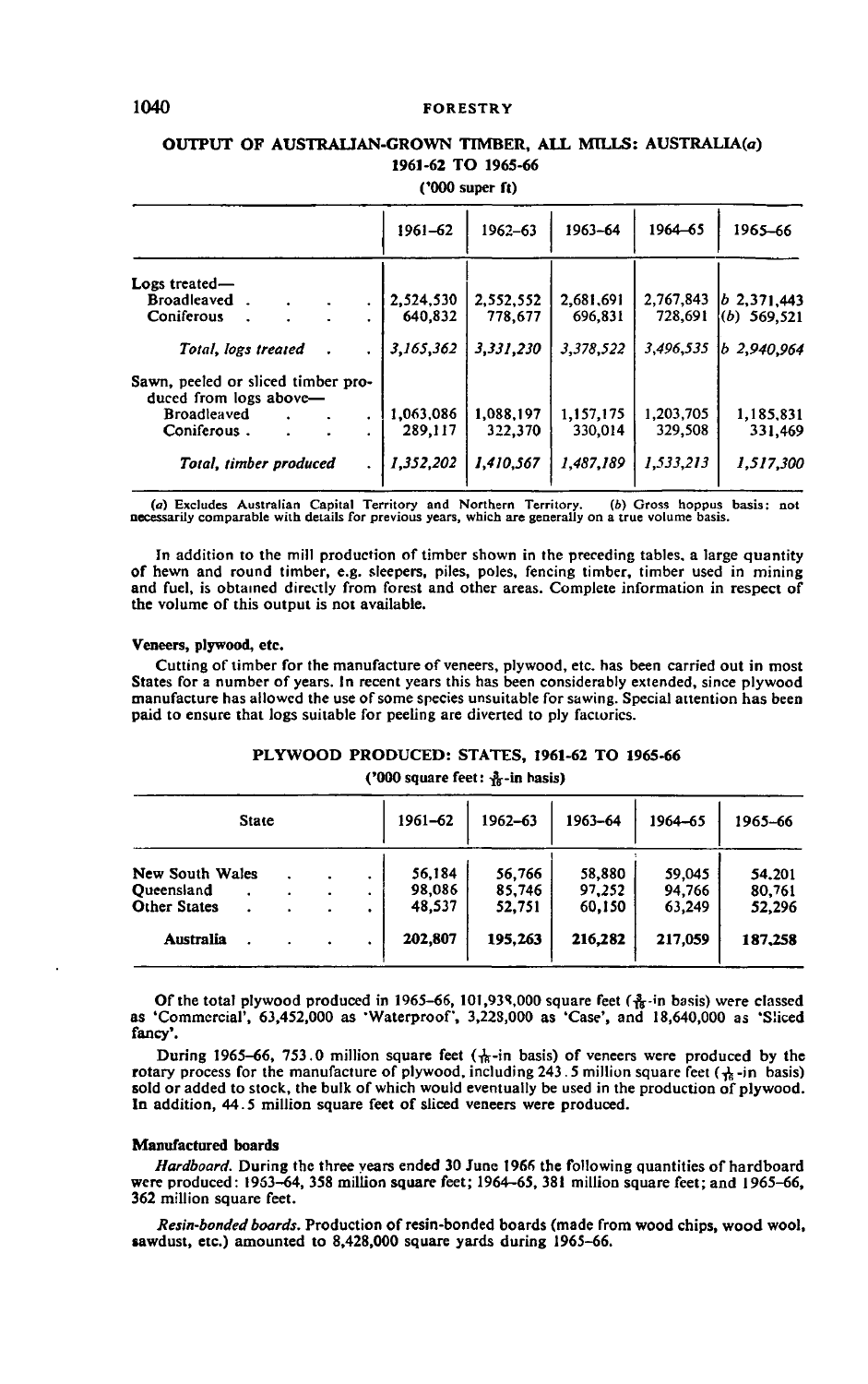## OUTPUT OF AUSTRALIAN-GROWN TIMBER, ALL MILLS: AUSTRALIA(a) 1961-62 TO 1965-66

('000 super ft)

| | 1961–62 | 1962–63 | 1963–64 | 1964–65 | 1965–66 |
|---|---|---|---|---|---|
| Logs treated— | | | | | |
| Broadleaved | 2,524,530 | 2,552,552 | 2,681,691 | 2,767,843 | b 2,371,443 |
| Coniferous | 640,832 | 778,677 | 696,831 | 728,691 | (b) 569,521 |
| *Total, logs treated* | *3,165,362* | *3,331,230* | *3,378,522* | *3,496,535* | *b 2,940,964* |
| Sawn, peeled or sliced timber produced from logs above— | | | | | |
| Broadleaved | 1,063,086 | 1,088,197 | 1,157,175 | 1,203,705 | 1,185,831 |
| Coniferous | 289,117 | 322,370 | 330,014 | 329,508 | 331,469 |
| *Total, timber produced* | *1,352,202* | *1,410,567* | *1,487,189* | *1,533,213* | *1,517,300* |

(a) Excludes Australian Capital Territory and Northern Territory. (b) Gross hoppus basis: not necessarily comparable with details for previous years, which are generally on a true volume basis.

In addition to the mill production of timber shown in the preceding tables, a large quantity of hewn and round timber, e.g. sleepers, piles, poles, fencing timber, timber used in mining and fuel, is obtained directly from forest and other areas. Complete information in respect of the volume of this output is not available.

### Veneers, plywood, etc.

Cutting of timber for the manufacture of veneers, plywood, etc. has been carried out in most States for a number of years. In recent years this has been considerably extended, since plywood manufacture has allowed the use of some species unsuitable for sawing. Special attention has been paid to ensure that logs suitable for peeling are diverted to ply factories.

## PLYWOOD PRODUCED: STATES, 1961-62 TO 1965-66

('000 square feet: $\frac{3}{16}$-in basis)

| State | 1961–62 | 1962–63 | 1963–64 | 1964–65 | 1965–66 |
|---|---|---|---|---|---|
| New South Wales | 56,184 | 56,766 | 58,880 | 59,045 | 54,201 |
| Queensland | 98,086 | 85,746 | 97,252 | 94,766 | 80,761 |
| Other States | 48,537 | 52,751 | 60,150 | 63,249 | 52,296 |
| **Australia** | **202,807** | **195,263** | **216,282** | **217,059** | **187,258** |

Of the total plywood produced in 1965–66, 101,938,000 square feet ($\frac{3}{16}$-in basis) were classed as 'Commercial', 63,452,000 as 'Waterproof', 3,228,000 as 'Case', and 18,640,000 as 'Sliced fancy'.

During 1965–66, 753.0 million square feet ($\frac{1}{16}$-in basis) of veneers were produced by the rotary process for the manufacture of plywood, including 243.5 million square feet ($\frac{1}{16}$-in basis) sold or added to stock, the bulk of which would eventually be used in the production of plywood. In addition, 44.5 million square feet of sliced veneers were produced.

### Manufactured boards

*Hardboard.* During the three years ended 30 June 1966 the following quantities of hardboard were produced: 1963–64, 358 million square feet; 1964–65, 381 million square feet; and 1965–66, 362 million square feet.

*Resin-bonded boards.* Production of resin-bonded boards (made from wood chips, wood wool, sawdust, etc.) amounted to 8,428,000 square yards during 1965–66.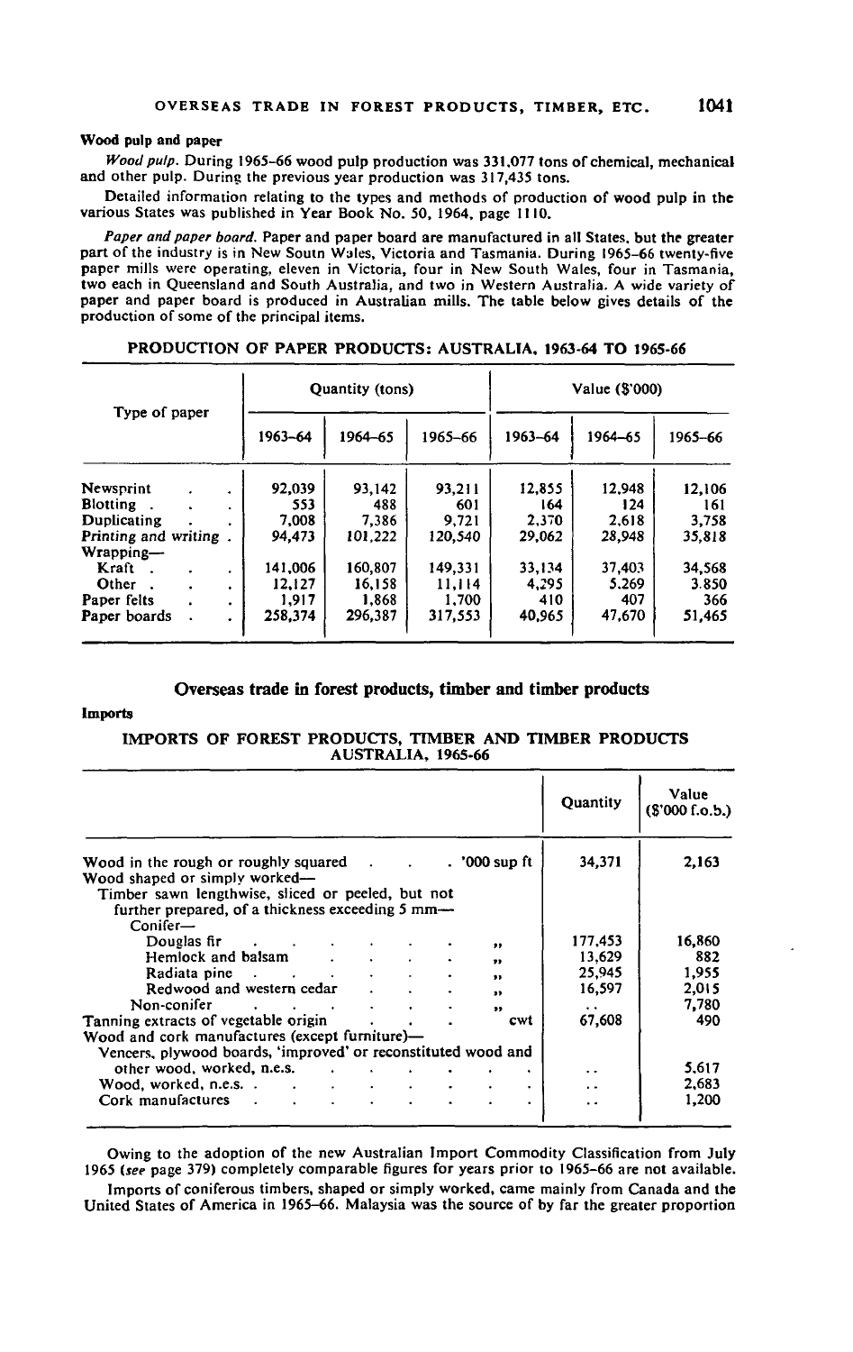### Wood pulp and paper

*Wood pulp.* During 1965–66 wood pulp production was 331,077 tons of chemical, mechanical and other pulp. During the previous year production was 317,435 tons.

Detailed information relating to the types and methods of production of wood pulp in the various States was published in Year Book No. 50, 1964, page 1110.

*Paper and paper board.* Paper and paper board are manufactured in all States, but the greater part of the industry is in New South Wales, Victoria and Tasmania. During 1965–66 twenty-five paper mills were operating, eleven in Victoria, four in New South Wales, four in Tasmania, two each in Queensland and South Australia, and two in Western Australia. A wide variety of paper and paper board is produced in Australian mills. The table below gives details of the production of some of the principal items.

PRODUCTION OF PAPER PRODUCTS: AUSTRALIA, 1963-64 TO 1965-66

| Type of paper | Quantity (tons) | | | Value ($'000) | | |
|---|---|---|---|---|---|---|
| | 1963–64 | 1964–65 | 1965–66 | 1963–64 | 1964–65 | 1965–66 |
| Newsprint | 92,039 | 93,142 | 93,211 | 12,855 | 12,948 | 12,106 |
| Blotting | 553 | 488 | 601 | 164 | 124 | 161 |
| Duplicating | 7,008 | 7,386 | 9,721 | 2,370 | 2,618 | 3,758 |
| Printing and writing | 94,473 | 101,222 | 120,540 | 29,062 | 28,948 | 35,818 |
| Wrapping— | | | | | | |
| Kraft | 141,006 | 160,807 | 149,331 | 33,134 | 37,403 | 34,568 |
| Other | 12,127 | 16,158 | 11,114 | 4,295 | 5,269 | 3,850 |
| Paper felts | 1,917 | 1,868 | 1,700 | 410 | 407 | 366 |
| Paper boards | 258,374 | 296,387 | 317,553 | 40,965 | 47,670 | 51,465 |

## Overseas trade in forest products, timber and timber products

### Imports

IMPORTS OF FOREST PRODUCTS, TIMBER AND TIMBER PRODUCTS AUSTRALIA, 1965-66

| | | Quantity | Value ($'000 f.o.b.) |
|---|---|---|---|
| Wood in the rough or roughly squared | '000 sup ft | 34,371 | 2,163 |
| Wood shaped or simply worked— | | | |
| Timber sawn lengthwise, sliced or peeled, but not further prepared, of a thickness exceeding 5 mm— | | | |
| Conifer— | | | |
| Douglas fir | " | 177,453 | 16,860 |
| Hemlock and balsam | " | 13,629 | 882 |
| Radiata pine | " | 25,945 | 1,955 |
| Redwood and western cedar | " | 16,597 | 2,015 |
| Non-conifer | " | . . | 7,780 |
| Tanning extracts of vegetable origin | cwt | 67,608 | 490 |
| Wood and cork manufactures (except furniture)— | | | |
| Veneers, plywood boards, 'improved' or reconstituted wood and other wood, worked, n.e.s. | | . . | 5,617 |
| Wood, worked, n.e.s. | | . . | 2,683 |
| Cork manufactures | | . . | 1,200 |

Owing to the adoption of the new Australian Import Commodity Classification from July 1965 (*see* page 379) completely comparable figures for years prior to 1965–66 are not available.

Imports of coniferous timbers, shaped or simply worked, came mainly from Canada and the United States of America in 1965–66. Malaysia was the source of by far the greater proportion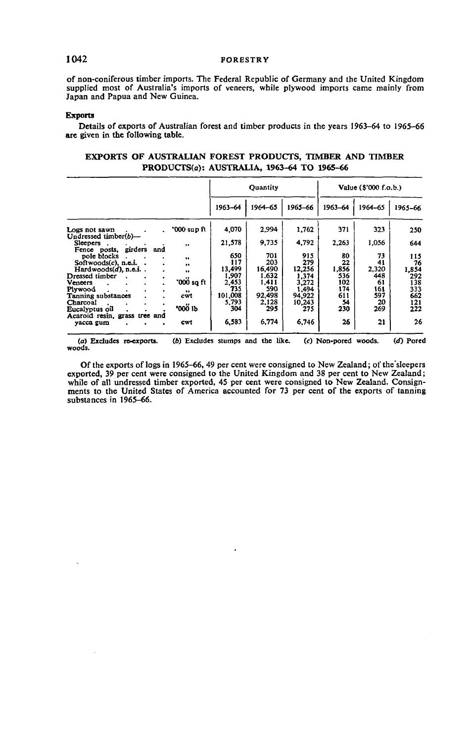of non-coniferous timber imports. The Federal Republic of Germany and the United Kingdom supplied most of Australia's imports of veneers, while plywood imports came mainly from Japan and Papua and New Guinea.

**Exports**

Details of exports of Australian forest and timber products in the years 1963–64 to 1965–66 are given in the following table.

### EXPORTS OF AUSTRALIAN FOREST PRODUCTS, TIMBER AND TIMBER PRODUCTS(a): AUSTRALIA, 1963–64 TO 1965–66

| | | Quantity | | | Value ($'000 f.o.b.) | | |
|---|---|---|---|---|---|---|---|
| | | 1963–64 | 1964–65 | 1965–66 | 1963–64 | 1964–65 | 1965–66 |
| Logs not sawn | '000 sup ft | 4,070 | 2,994 | 1,762 | 371 | 323 | 250 |
| Undressed timber(b)— | | | | | | | |
| Sleepers | " | 21,578 | 9,735 | 4,792 | 2,263 | 1,056 | 644 |
| Fence posts, girders and pole blocks | " | 650 | 701 | 915 | 80 | 73 | 115 |
| Softwoods(c), n.e.i. | " | 117 | 203 | 279 | 22 | 41 | 76 |
| Hardwoods(d), n.e.i. | " | 13,499 | 16,490 | 12,256 | 1,856 | 2,320 | 1,854 |
| Dressed timber | " | 1,907 | 1,632 | 1,374 | 536 | 448 | 292 |
| Veneers | '000 sq ft | 2,453 | 1,411 | 3,272 | 102 | 61 | 138 |
| Plywood | " | 735 | 590 | 1,494 | 174 | 161 | 333 |
| Tanning substances | cwt | 101,008 | 92,498 | 94,922 | 611 | 597 | 662 |
| Charcoal | " | 5,793 | 2,128 | 10,243 | 54 | 20 | 121 |
| Eucalyptus oil | '000 lb | 304 | 295 | 275 | 230 | 269 | 222 |
| Acaroid resin, grass tree and yacca gum | cwt | 6,583 | 6,774 | 6,746 | 26 | 21 | 26 |

(a) Excludes re-exports. (b) Excludes stumps and the like. (c) Non-pored woods. (d) Pored woods.

Of the exports of logs in 1965–66, 49 per cent were consigned to New Zealand; of the sleepers exported, 39 per cent were consigned to the United Kingdom and 38 per cent to New Zealand; while of all undressed timber exported, 45 per cent were consigned to New Zealand. Consignments to the United States of America accounted for 73 per cent of the exports of tanning substances in 1965–66.